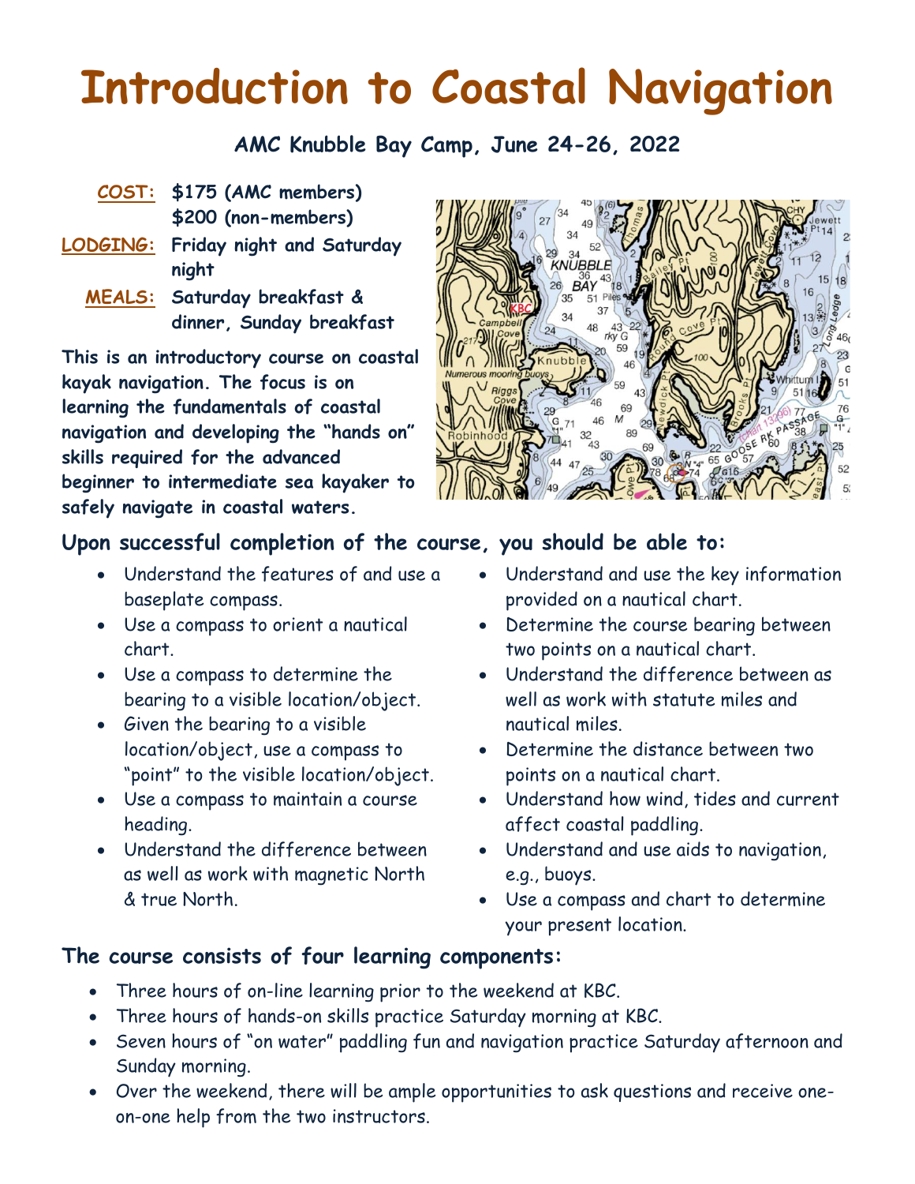# Introduction to Coastal Navigation

**AMC Knubble Bay Camp, June 24-26, 2022**

**COST:** $175 (AMC members)
$200 (non-members)

**LODGING:** Friday night and Saturday night

**MEALS:** Saturday breakfast & dinner, Sunday breakfast

**This is an introductory course on coastal kayak navigation. The focus is on learning the fundamentals of coastal navigation and developing the "hands on" skills required for the advanced beginner to intermediate sea kayaker to safely navigate in coastal waters.**

## Upon successful completion of the course, you should be able to:

- Understand the features of and use a baseplate compass.
- Use a compass to orient a nautical chart.
- Use a compass to determine the bearing to a visible location/object.
- Given the bearing to a visible location/object, use a compass to "point" to the visible location/object.
- Use a compass to maintain a course heading.
- Understand the difference between as well as work with magnetic North & true North.
- Understand and use the key information provided on a nautical chart.
- Determine the course bearing between two points on a nautical chart.
- Understand the difference between as well as work with statute miles and nautical miles.
- Determine the distance between two points on a nautical chart.
- Understand how wind, tides and current affect coastal paddling.
- Understand and use aids to navigation, e.g., buoys.
- Use a compass and chart to determine your present location.

## The course consists of four learning components:

- Three hours of on-line learning prior to the weekend at KBC.
- Three hours of hands-on skills practice Saturday morning at KBC.
- Seven hours of "on water" paddling fun and navigation practice Saturday afternoon and Sunday morning.
- Over the weekend, there will be ample opportunities to ask questions and receive one-on-one help from the two instructors.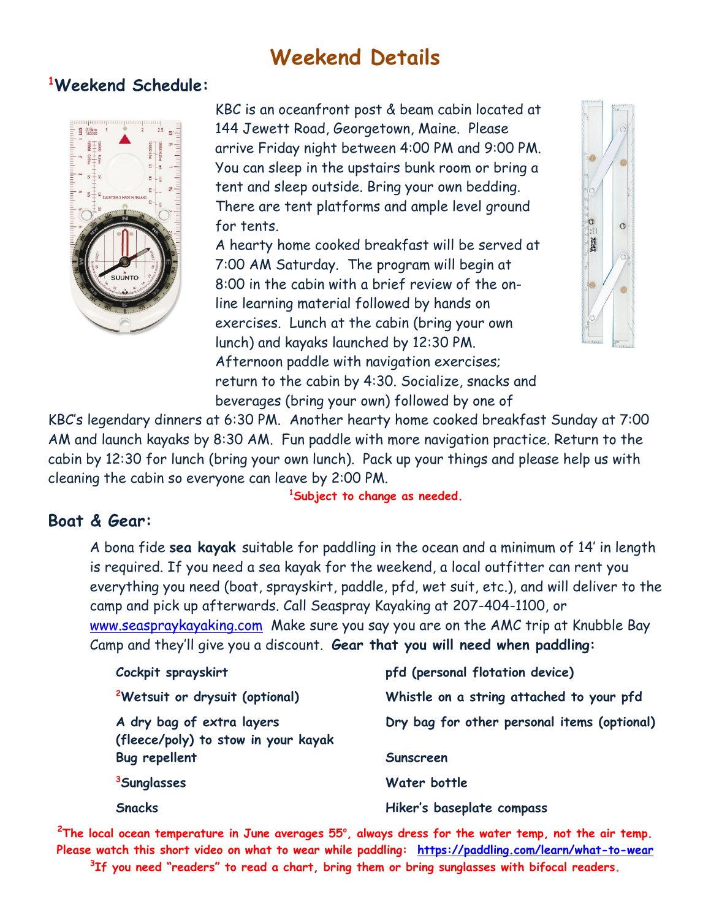# Weekend Details

## [1]Weekend Schedule:

KBC is an oceanfront post & beam cabin located at 144 Jewett Road, Georgetown, Maine. Please arrive Friday night between 4:00 PM and 9:00 PM. You can sleep in the upstairs bunk room or bring a tent and sleep outside. Bring your own bedding. There are tent platforms and ample level ground for tents.

A hearty home cooked breakfast will be served at 7:00 AM Saturday. The program will begin at 8:00 in the cabin with a brief review of the on-line learning material followed by hands on exercises. Lunch at the cabin (bring your own lunch) and kayaks launched by 12:30 PM. Afternoon paddle with navigation exercises; return to the cabin by 4:30. Socialize, snacks and beverages (bring your own) followed by one of KBC's legendary dinners at 6:30 PM. Another hearty home cooked breakfast Sunday at 7:00 AM and launch kayaks by 8:30 AM. Fun paddle with more navigation practice. Return to the cabin by 12:30 for lunch (bring your own lunch). Pack up your things and please help us with cleaning the cabin so everyone can leave by 2:00 PM.

[1]**Subject to change as needed.**

## Boat & Gear:

A bona fide **sea kayak** suitable for paddling in the ocean and a minimum of 14' in length is required. If you need a sea kayak for the weekend, a local outfitter can rent you everything you need (boat, sprayskirt, paddle, pfd, wet suit, etc.), and will deliver to the camp and pick up afterwards. Call Seaspray Kayaking at 207-404-1100, or www.seaspraykayaking.com Make sure you say you are on the AMC trip at Knubble Bay Camp and they'll give you a discount. **Gear that you will need when paddling:**

- **Cockpit sprayskirt**
- **[2]Wetsuit or drysuit (optional)**
- **A dry bag of extra layers (fleece/poly) to stow in your kayak**
- **Bug repellent**
- **[3]Sunglasses**
- **Snacks**
- **pfd (personal flotation device)**
- **Whistle on a string attached to your pfd**
- **Dry bag for other personal items (optional)**
- **Sunscreen**
- **Water bottle**
- **Hiker's baseplate compass**

[2]**The local ocean temperature in June averages 55°, always dress for the water temp, not the air temp. Please watch this short video on what to wear while paddling: https://paddling.com/learn/what-to-wear**

[3]**If you need "readers" to read a chart, bring them or bring sunglasses with bifocal readers.**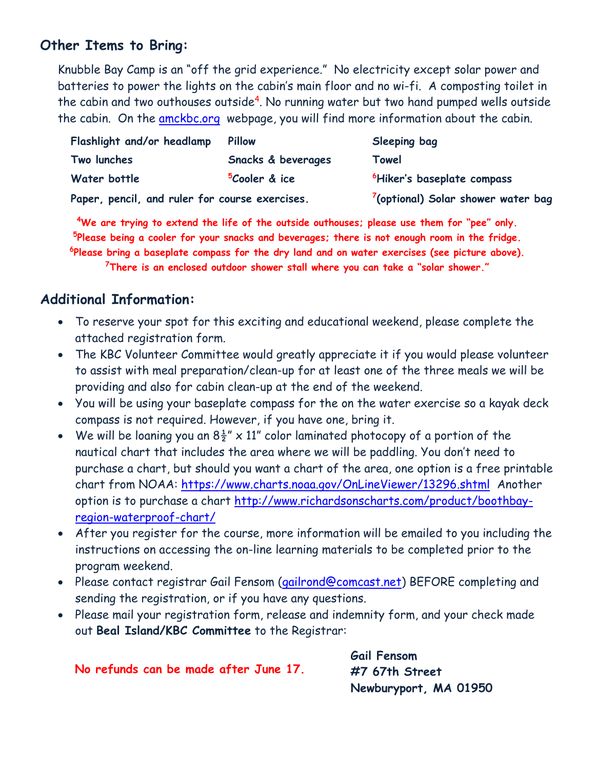## Other Items to Bring:

Knubble Bay Camp is an "off the grid experience." No electricity except solar power and batteries to power the lights on the cabin's main floor and no wi-fi. A composting toilet in the cabin and two outhouses outside[4]. No running water but two hand pumped wells outside the cabin. On the amckbc.org webpage, you will find more information about the cabin.

| | | |
|---|---|---|
| **Flashlight and/or headlamp** | **Pillow** | **Sleeping bag** |
| **Two lunches** | **Snacks & beverages** | **Towel** |
| **Water bottle** | **[5]Cooler & ice** | **[6]Hiker's baseplate compass** |
| **Paper, pencil, and ruler for course exercises.** | | **[7](optional) Solar shower water bag** |

**[4]We are trying to extend the life of the outside outhouses; please use them for "pee" only.**
**[5]Please being a cooler for your snacks and beverages; there is not enough room in the fridge.**
**[6]Please bring a baseplate compass for the dry land and on water exercises (see picture above).**
**[7]There is an enclosed outdoor shower stall where you can take a "solar shower."**

## Additional Information:

- To reserve your spot for this exciting and educational weekend, please complete the attached registration form.
- The KBC Volunteer Committee would greatly appreciate it if you would please volunteer to assist with meal preparation/clean-up for at least one of the three meals we will be providing and also for cabin clean-up at the end of the weekend.
- You will be using your baseplate compass for the on the water exercise so a kayak deck compass is not required. However, if you have one, bring it.
- We will be loaning you an 8½" x 11" color laminated photocopy of a portion of the nautical chart that includes the area where we will be paddling. You don't need to purchase a chart, but should you want a chart of the area, one option is a free printable chart from NOAA: https://www.charts.noaa.gov/OnLineViewer/13296.shtml Another option is to purchase a chart http://www.richardsonscharts.com/product/boothbay-region-waterproof-chart/
- After you register for the course, more information will be emailed to you including the instructions on accessing the on-line learning materials to be completed prior to the program weekend.
- Please contact registrar Gail Fensom (gailrond@comcast.net) BEFORE completing and sending the registration, or if you have any questions.
- Please mail your registration form, release and indemnity form, and your check made out **Beal Island/KBC Committee** to the Registrar:

**No refunds can be made after June 17.**

**Gail Fensom**
**#7 67th Street**
**Newburyport, MA 01950**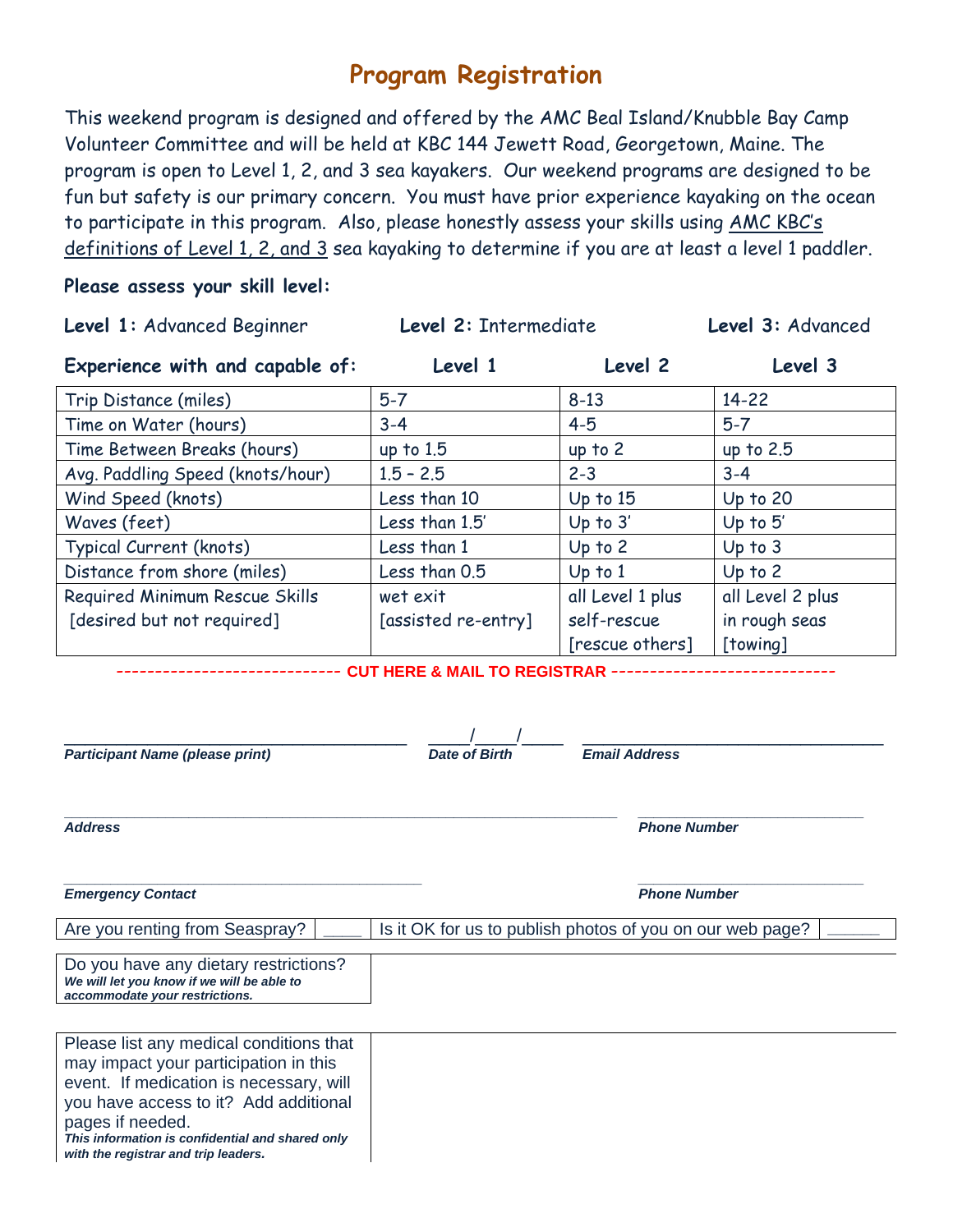# Program Registration

This weekend program is designed and offered by the AMC Beal Island/Knubble Bay Camp Volunteer Committee and will be held at KBC 144 Jewett Road, Georgetown, Maine. The program is open to Level 1, 2, and 3 sea kayakers. Our weekend programs are designed to be fun but safety is our primary concern. You must have prior experience kayaking on the ocean to participate in this program. Also, please honestly assess your skills using AMC KBC's definitions of Level 1, 2, and 3 sea kayaking to determine if you are at least a level 1 paddler.

**Please assess your skill level:**

**Level 1:** Advanced Beginner **Level 2:** Intermediate **Level 3:** Advanced

| Experience with and capable of: | Level 1 | Level 2 | Level 3 |
|---|---|---|---|
| Trip Distance (miles) | 5-7 | 8-13 | 14-22 |
| Time on Water (hours) | 3-4 | 4-5 | 5-7 |
| Time Between Breaks (hours) | up to 1.5 | up to 2 | up to 2.5 |
| Avg. Paddling Speed (knots/hour) | 1.5 – 2.5 | 2-3 | 3-4 |
| Wind Speed (knots) | Less than 10 | Up to 15 | Up to 20 |
| Waves (feet) | Less than 1.5' | Up to 3' | Up to 5' |
| Typical Current (knots) | Less than 1 | Up to 2 | Up to 3 |
| Distance from shore (miles) | Less than 0.5 | Up to 1 | Up to 2 |
| Required Minimum Rescue Skills [desired but not required] | wet exit [assisted re-entry] | all Level 1 plus self-rescue [rescue others] | all Level 2 plus in rough seas [towing] |

---------------------------- CUT HERE & MAIL TO REGISTRAR ----------------------------

_________________________________ ____/____/____ _________________________________

***Participant Name (please print)*** ***Date of Birth*** ***Email Address***

_____________________________________________________ _______________________

***Address*** ***Phone Number***

_________________________________ _______________________

***Emergency Contact*** ***Phone Number***

| Are you renting from Seaspray? | ____ | Is it OK for us to publish photos of you on our web page? | ______ |
|---|---|---|---|

| Do you have any dietary restrictions? ***We will let you know if we will be able to accommodate your restrictions.*** | |
|---|---|

| Please list any medical conditions that may impact your participation in this event. If medication is necessary, will you have access to it? Add additional pages if needed. ***This information is confidential and shared only with the registrar and trip leaders.*** | |
|---|---|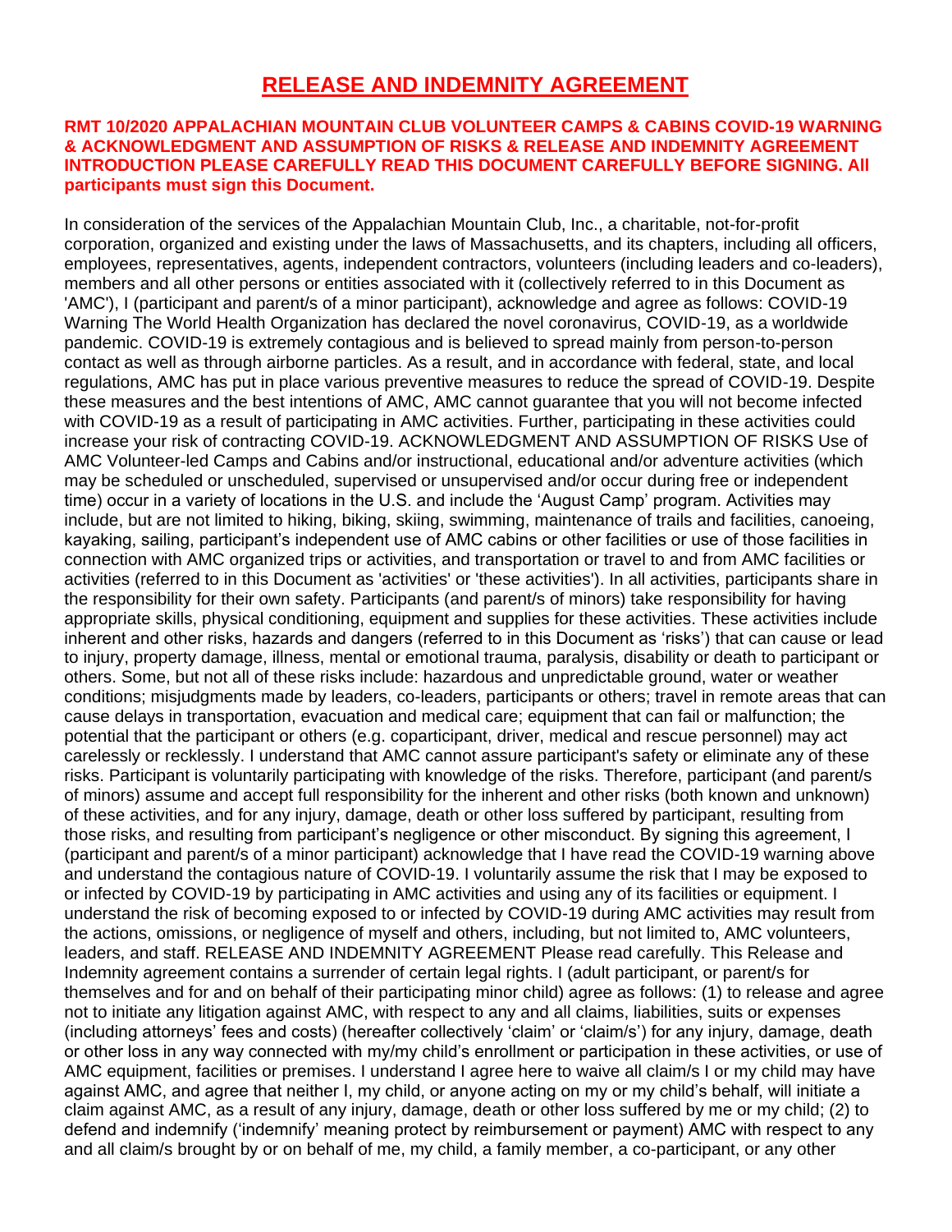# RELEASE AND INDEMNITY AGREEMENT

**RMT 10/2020 APPALACHIAN MOUNTAIN CLUB VOLUNTEER CAMPS & CABINS COVID-19 WARNING & ACKNOWLEDGMENT AND ASSUMPTION OF RISKS & RELEASE AND INDEMNITY AGREEMENT INTRODUCTION PLEASE CAREFULLY READ THIS DOCUMENT CAREFULLY BEFORE SIGNING. All participants must sign this Document.**

In consideration of the services of the Appalachian Mountain Club, Inc., a charitable, not-for-profit corporation, organized and existing under the laws of Massachusetts, and its chapters, including all officers, employees, representatives, agents, independent contractors, volunteers (including leaders and co-leaders), members and all other persons or entities associated with it (collectively referred to in this Document as 'AMC'), I (participant and parent/s of a minor participant), acknowledge and agree as follows: COVID-19 Warning The World Health Organization has declared the novel coronavirus, COVID-19, as a worldwide pandemic. COVID-19 is extremely contagious and is believed to spread mainly from person-to-person contact as well as through airborne particles. As a result, and in accordance with federal, state, and local regulations, AMC has put in place various preventive measures to reduce the spread of COVID-19. Despite these measures and the best intentions of AMC, AMC cannot guarantee that you will not become infected with COVID-19 as a result of participating in AMC activities. Further, participating in these activities could increase your risk of contracting COVID-19. ACKNOWLEDGMENT AND ASSUMPTION OF RISKS Use of AMC Volunteer-led Camps and Cabins and/or instructional, educational and/or adventure activities (which may be scheduled or unscheduled, supervised or unsupervised and/or occur during free or independent time) occur in a variety of locations in the U.S. and include the 'August Camp' program. Activities may include, but are not limited to hiking, biking, skiing, swimming, maintenance of trails and facilities, canoeing, kayaking, sailing, participant's independent use of AMC cabins or other facilities or use of those facilities in connection with AMC organized trips or activities, and transportation or travel to and from AMC facilities or activities (referred to in this Document as 'activities' or 'these activities'). In all activities, participants share in the responsibility for their own safety. Participants (and parent/s of minors) take responsibility for having appropriate skills, physical conditioning, equipment and supplies for these activities. These activities include inherent and other risks, hazards and dangers (referred to in this Document as 'risks') that can cause or lead to injury, property damage, illness, mental or emotional trauma, paralysis, disability or death to participant or others. Some, but not all of these risks include: hazardous and unpredictable ground, water or weather conditions; misjudgments made by leaders, co-leaders, participants or others; travel in remote areas that can cause delays in transportation, evacuation and medical care; equipment that can fail or malfunction; the potential that the participant or others (e.g. coparticipant, driver, medical and rescue personnel) may act carelessly or recklessly. I understand that AMC cannot assure participant's safety or eliminate any of these risks. Participant is voluntarily participating with knowledge of the risks. Therefore, participant (and parent/s of minors) assume and accept full responsibility for the inherent and other risks (both known and unknown) of these activities, and for any injury, damage, death or other loss suffered by participant, resulting from those risks, and resulting from participant's negligence or other misconduct. By signing this agreement, I (participant and parent/s of a minor participant) acknowledge that I have read the COVID-19 warning above and understand the contagious nature of COVID-19. I voluntarily assume the risk that I may be exposed to or infected by COVID-19 by participating in AMC activities and using any of its facilities or equipment. I understand the risk of becoming exposed to or infected by COVID-19 during AMC activities may result from the actions, omissions, or negligence of myself and others, including, but not limited to, AMC volunteers, leaders, and staff. RELEASE AND INDEMNITY AGREEMENT Please read carefully. This Release and Indemnity agreement contains a surrender of certain legal rights. I (adult participant, or parent/s for themselves and for and on behalf of their participating minor child) agree as follows: (1) to release and agree not to initiate any litigation against AMC, with respect to any and all claims, liabilities, suits or expenses (including attorneys' fees and costs) (hereafter collectively 'claim' or 'claim/s') for any injury, damage, death or other loss in any way connected with my/my child's enrollment or participation in these activities, or use of AMC equipment, facilities or premises. I understand I agree here to waive all claim/s I or my child may have against AMC, and agree that neither I, my child, or anyone acting on my or my child's behalf, will initiate a claim against AMC, as a result of any injury, damage, death or other loss suffered by me or my child; (2) to defend and indemnify ('indemnify' meaning protect by reimbursement or payment) AMC with respect to any and all claim/s brought by or on behalf of me, my child, a family member, a co-participant, or any other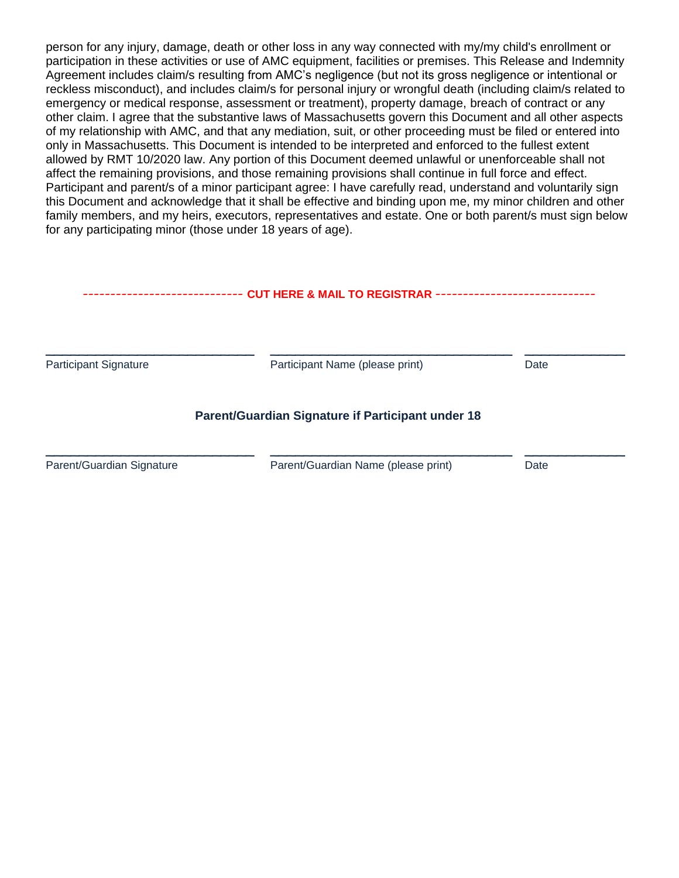person for any injury, damage, death or other loss in any way connected with my/my child's enrollment or participation in these activities or use of AMC equipment, facilities or premises. This Release and Indemnity Agreement includes claim/s resulting from AMC's negligence (but not its gross negligence or intentional or reckless misconduct), and includes claim/s for personal injury or wrongful death (including claim/s related to emergency or medical response, assessment or treatment), property damage, breach of contract or any other claim. I agree that the substantive laws of Massachusetts govern this Document and all other aspects of my relationship with AMC, and that any mediation, suit, or other proceeding must be filed or entered into only in Massachusetts. This Document is intended to be interpreted and enforced to the fullest extent allowed by RMT 10/2020 law. Any portion of this Document deemed unlawful or unenforceable shall not affect the remaining provisions, and those remaining provisions shall continue in full force and effect. Participant and parent/s of a minor participant agree: I have carefully read, understand and voluntarily sign this Document and acknowledge that it shall be effective and binding upon me, my minor children and other family members, and my heirs, executors, representatives and estate. One or both parent/s must sign below for any participating minor (those under 18 years of age).

**----------------------------- CUT HERE & MAIL TO REGISTRAR -----------------------------**

| | | |
|---|---|---|
| ______________________________ | ______________________________ | ______________ |
| Participant Signature | Participant Name (please print) | Date |

**Parent/Guardian Signature if Participant under 18**

| | | |
|---|---|---|
| ______________________________ | ______________________________ | ______________ |
| Parent/Guardian Signature | Parent/Guardian Name (please print) | Date |